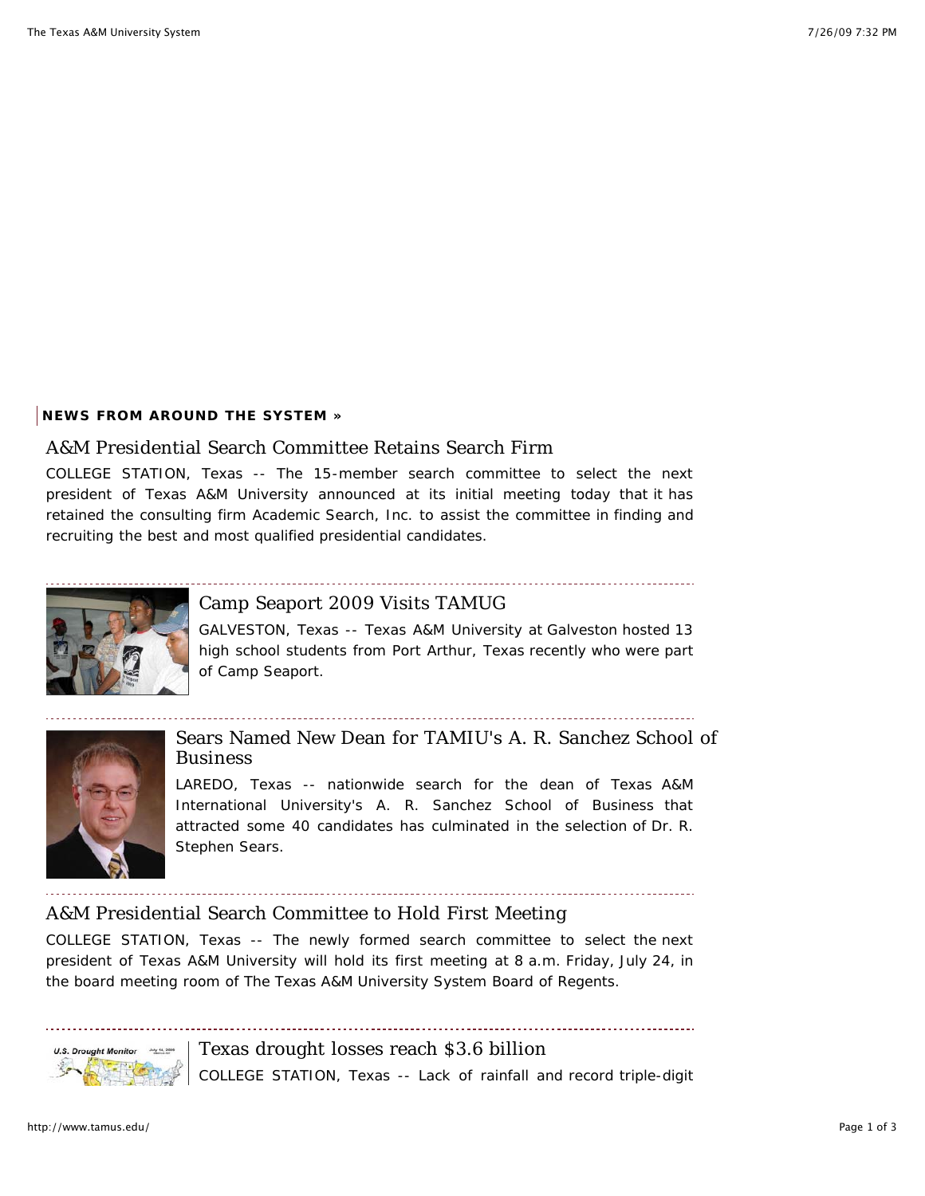**NEWS FROM AROUND THE SYSTEM »**

## A&M Presidential Search Committee Retains Search Firm

COLLEGE STATION, Texas -- The 15-member search committee to select the next president of Texas A&M University announced at its initial meeting today that it has retained the consulting firm Academic Search, Inc. to assist the committee in finding and recruiting the best and most qualified presidential candidates.

## Camp Seaport 2009 Visits TAMUG

GALVESTON, Texas -- Texas A&M University at Galveston hosted 13 high school students from Port Arthur, Texas recently who were part of Camp Seaport.

## Sears Named New Dean for TAMIU's A. R. Sanchez School of Business

LAREDO, Texas -- nationwide search for the dean of Texas A&M International University's A. R. Sanchez School of Business that attracted some 40 candidates has culminated in the selection of Dr. R. Stephen Sears.

## A&M Presidential Search Committee to Hold First Meeting

COLLEGE STATION, Texas -- The newly formed search committee to select the next president of Texas A&M University will hold its first meeting at 8 a.m. Friday, July 24, in the board meeting room of The Texas A&M University System Board of Regents.

## Texas drought losses reach $3.6 billion

COLLEGE STATION, Texas -- Lack of rainfall and record triple-digit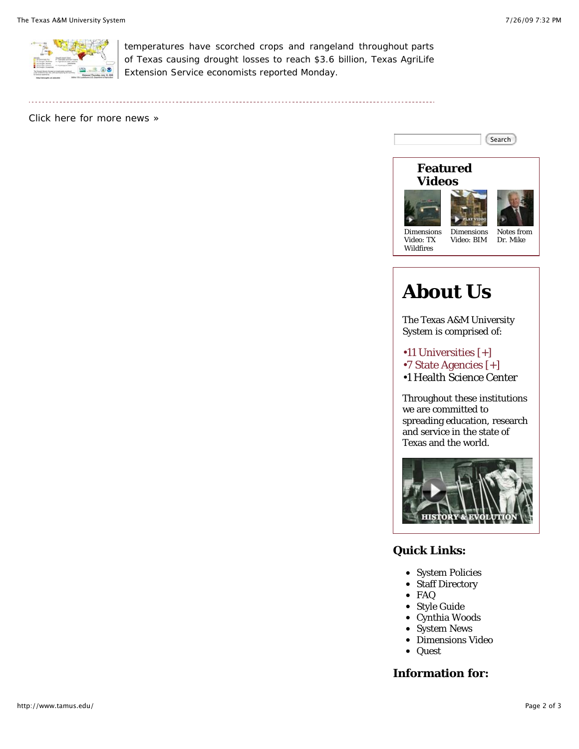temperatures have scorched crops and rangeland throughout parts of Texas causing drought losses to reach $3.6 billion, Texas AgriLife Extension Service economists reported Monday.

---

Click here for more news »

Search

## Featured Videos

Dimensions Video: TX Wildfires

Dimensions Video: BIM

Notes from Dr. Mike

# About Us

The Texas A&M University System is comprised of:

•11 Universities [+]
•7 State Agencies [+]
•1 Health Science Center

Throughout these institutions we are committed to spreading education, research and service in the state of Texas and the world.

HISTORY & EVOLUTION

### Quick Links:

- System Policies
- Staff Directory
- FAQ
- Style Guide
- Cynthia Woods
- System News
- Dimensions Video
- Quest

### Information for: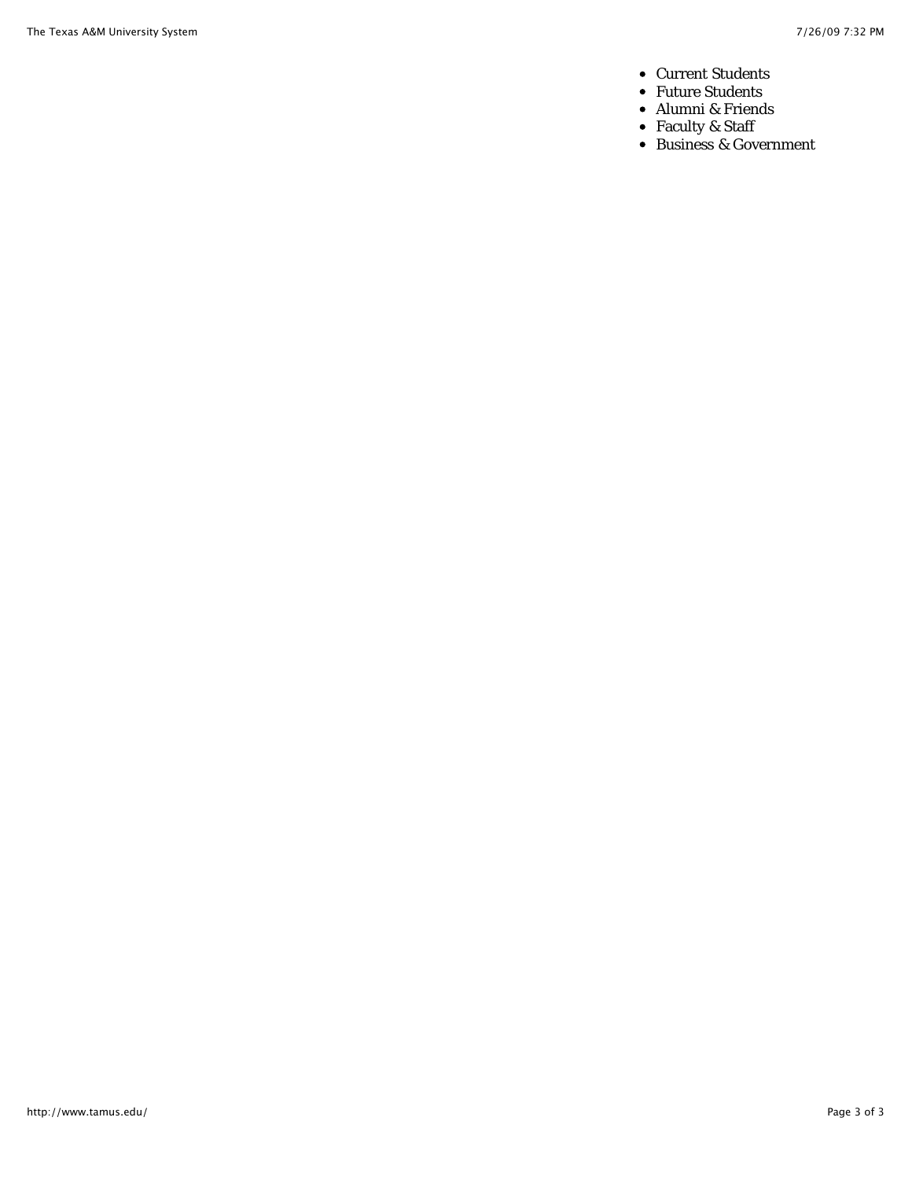- Current Students
- Future Students
- Alumni & Friends
- Faculty & Staff
- Business & Government